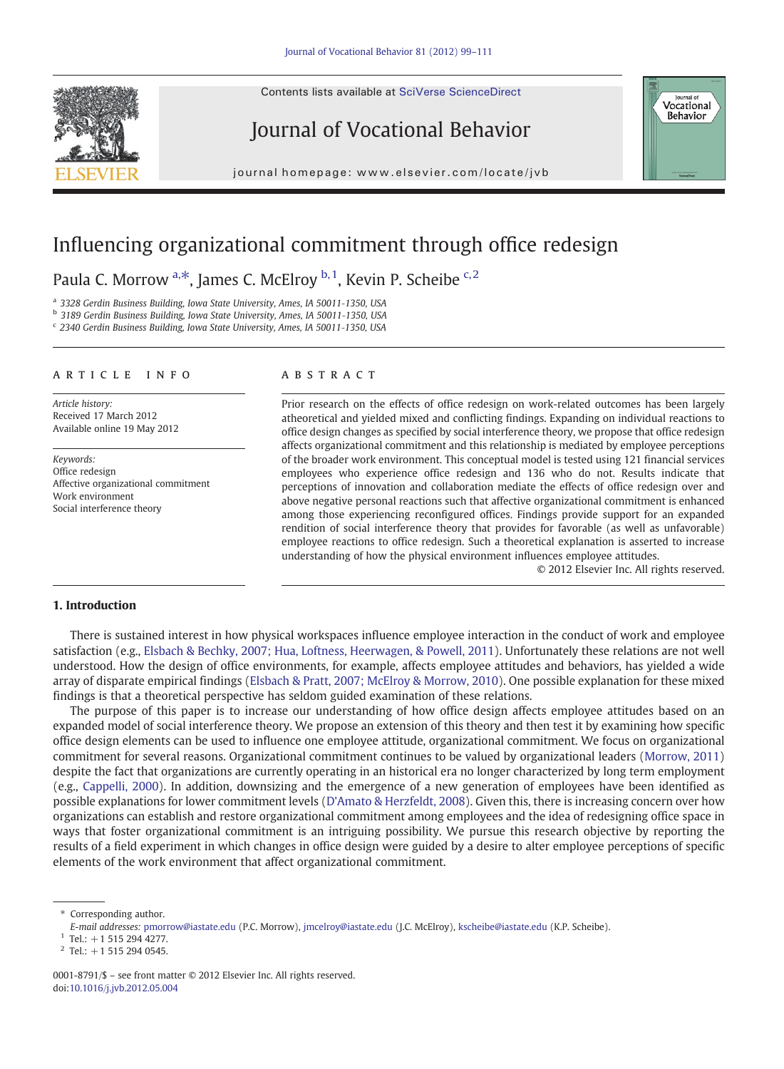# Influencing organizational commitment through office redesign

Paula C. Morrow [a,*], James C. McElroy [b,1], Kevin P. Scheibe [c,2]

[a] 3328 Gerdin Business Building, Iowa State University, Ames, IA 50011-1350, USA
[b] 3189 Gerdin Business Building, Iowa State University, Ames, IA 50011-1350, USA
[c] 2340 Gerdin Business Building, Iowa State University, Ames, IA 50011-1350, USA

## ARTICLE INFO

*Article history:*
Received 17 March 2012
Available online 19 May 2012

*Keywords:*
Office redesign
Affective organizational commitment
Work environment
Social interference theory

## ABSTRACT

Prior research on the effects of office redesign on work-related outcomes has been largely atheoretical and yielded mixed and conflicting findings. Expanding on individual reactions to office design changes as specified by social interference theory, we propose that office redesign affects organizational commitment and this relationship is mediated by employee perceptions of the broader work environment. This conceptual model is tested using 121 financial services employees who experience office redesign and 136 who do not. Results indicate that perceptions of innovation and collaboration mediate the effects of office redesign over and above negative personal reactions such that affective organizational commitment is enhanced among those experiencing reconfigured offices. Findings provide support for an expanded rendition of social interference theory that provides for favorable (as well as unfavorable) employee reactions to office redesign. Such a theoretical explanation is asserted to increase understanding of how the physical environment influences employee attitudes.

© 2012 Elsevier Inc. All rights reserved.

## 1. Introduction

There is sustained interest in how physical workspaces influence employee interaction in the conduct of work and employee satisfaction (e.g., Elsbach & Bechky, 2007; Hua, Loftness, Heerwagen, & Powell, 2011). Unfortunately these relations are not well understood. How the design of office environments, for example, affects employee attitudes and behaviors, has yielded a wide array of disparate empirical findings (Elsbach & Pratt, 2007; McElroy & Morrow, 2010). One possible explanation for these mixed findings is that a theoretical perspective has seldom guided examination of these relations.

The purpose of this paper is to increase our understanding of how office design affects employee attitudes based on an expanded model of social interference theory. We propose an extension of this theory and then test it by examining how specific office design elements can be used to influence one employee attitude, organizational commitment. We focus on organizational commitment for several reasons. Organizational commitment continues to be valued by organizational leaders (Morrow, 2011) despite the fact that organizations are currently operating in an historical era no longer characterized by long term employment (e.g., Cappelli, 2000). In addition, downsizing and the emergence of a new generation of employees have been identified as possible explanations for lower commitment levels (D'Amato & Herzfeldt, 2008). Given this, there is increasing concern over how organizations can establish and restore organizational commitment among employees and the idea of redesigning office space in ways that foster organizational commitment is an intriguing possibility. We pursue this research objective by reporting the results of a field experiment in which changes in office design were guided by a desire to alter employee perceptions of specific elements of the work environment that affect organizational commitment.

---

\* Corresponding author.
*E-mail addresses:* pmorrow@iastate.edu (P.C. Morrow), jmcelroy@iastate.edu (J.C. McElroy), kscheibe@iastate.edu (K.P. Scheibe).
[1] Tel.: +1 515 294 4277.
[2] Tel.: +1 515 294 0545.

0001-8791/$ – see front matter © 2012 Elsevier Inc. All rights reserved.
doi:10.1016/j.jvb.2012.05.004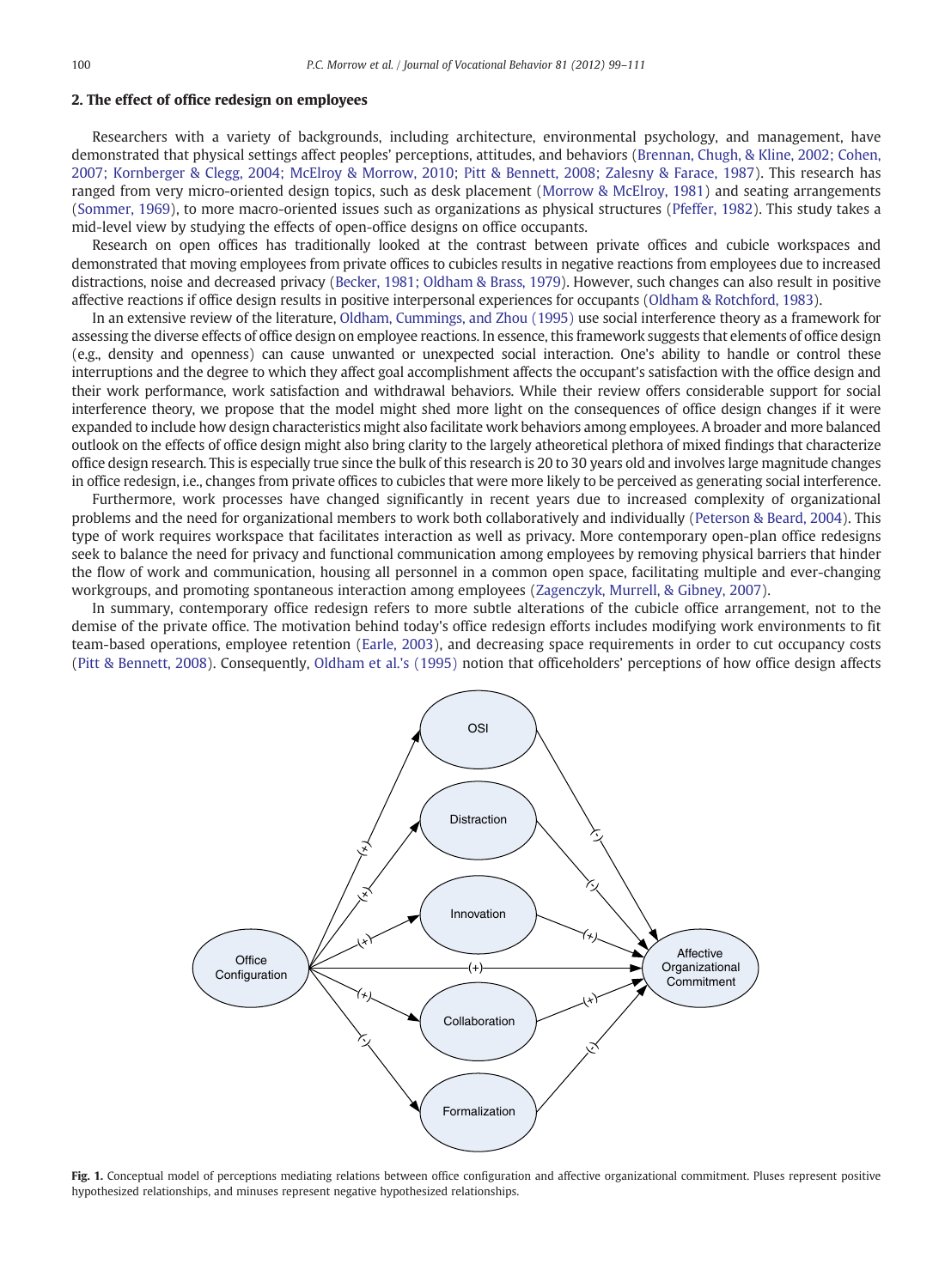## 2. The effect of office redesign on employees

Researchers with a variety of backgrounds, including architecture, environmental psychology, and management, have demonstrated that physical settings affect peoples' perceptions, attitudes, and behaviors (Brennan, Chugh, & Kline, 2002; Cohen, 2007; Kornberger & Clegg, 2004; McElroy & Morrow, 2010; Pitt & Bennett, 2008; Zalesny & Farace, 1987). This research has ranged from very micro-oriented design topics, such as desk placement (Morrow & McElroy, 1981) and seating arrangements (Sommer, 1969), to more macro-oriented issues such as organizations as physical structures (Pfeffer, 1982). This study takes a mid-level view by studying the effects of open-office designs on office occupants.

Research on open offices has traditionally looked at the contrast between private offices and cubicle workspaces and demonstrated that moving employees from private offices to cubicles results in negative reactions from employees due to increased distractions, noise and decreased privacy (Becker, 1981; Oldham & Brass, 1979). However, such changes can also result in positive affective reactions if office design results in positive interpersonal experiences for occupants (Oldham & Rotchford, 1983).

In an extensive review of the literature, Oldham, Cummings, and Zhou (1995) use social interference theory as a framework for assessing the diverse effects of office design on employee reactions. In essence, this framework suggests that elements of office design (e.g., density and openness) can cause unwanted or unexpected social interaction. One's ability to handle or control these interruptions and the degree to which they affect goal accomplishment affects the occupant's satisfaction with the office design and their work performance, work satisfaction and withdrawal behaviors. While their review offers considerable support for social interference theory, we propose that the model might shed more light on the consequences of office design changes if it were expanded to include how design characteristics might also facilitate work behaviors among employees. A broader and more balanced outlook on the effects of office design might also bring clarity to the largely atheoretical plethora of mixed findings that characterize office design research. This is especially true since the bulk of this research is 20 to 30 years old and involves large magnitude changes in office redesign, i.e., changes from private offices to cubicles that were more likely to be perceived as generating social interference.

Furthermore, work processes have changed significantly in recent years due to increased complexity of organizational problems and the need for organizational members to work both collaboratively and individually (Peterson & Beard, 2004). This type of work requires workspace that facilitates interaction as well as privacy. More contemporary open-plan office redesigns seek to balance the need for privacy and functional communication among employees by removing physical barriers that hinder the flow of work and communication, housing all personnel in a common open space, facilitating multiple and ever-changing workgroups, and promoting spontaneous interaction among employees (Zagenczyk, Murrell, & Gibney, 2007).

In summary, contemporary office redesign refers to more subtle alterations of the cubicle office arrangement, not to the demise of the private office. The motivation behind today's office redesign efforts includes modifying work environments to fit team-based operations, employee retention (Earle, 2003), and decreasing space requirements in order to cut occupancy costs (Pitt & Bennett, 2008). Consequently, Oldham et al.'s (1995) notion that officeholders' perceptions of how office design affects

**Fig. 1.** Conceptual model of perceptions mediating relations between office configuration and affective organizational commitment. Pluses represent positive hypothesized relationships, and minuses represent negative hypothesized relationships.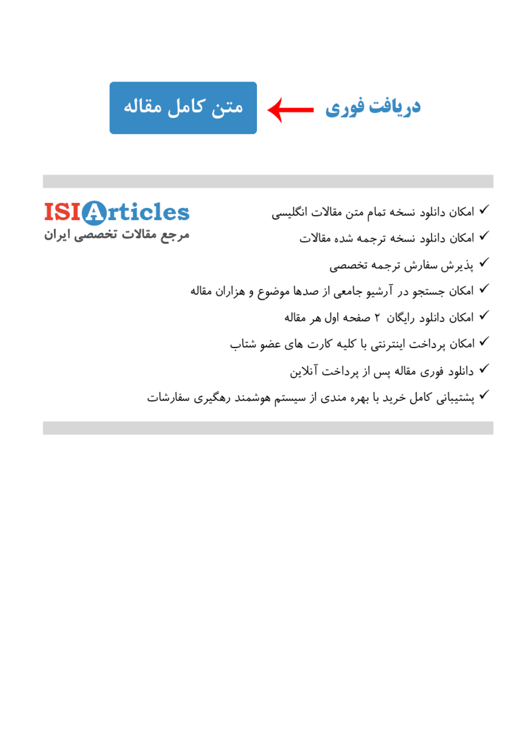دریافت فوری ← متن کامل مقاله

**ISIArticles**
مرجع مقالات تخصصی ایران

- ✓ امکان دانلود نسخه تمام متن مقالات انگلیسی
- ✓ امکان دانلود نسخه ترجمه شده مقالات
- ✓ پذیرش سفارش ترجمه تخصصی
- ✓ امکان جستجو در آرشیو جامعی از صدها موضوع و هزاران مقاله
- ✓ امکان دانلود رایگان ۲ صفحه اول هر مقاله
- ✓ امکان پرداخت اینترنتی با کلیه کارت های عضو شتاب
- ✓ دانلود فوری مقاله پس از پرداخت آنلاین
- ✓ پشتیبانی کامل خرید با بهره مندی از سیستم هوشمند رهگیری سفارشات